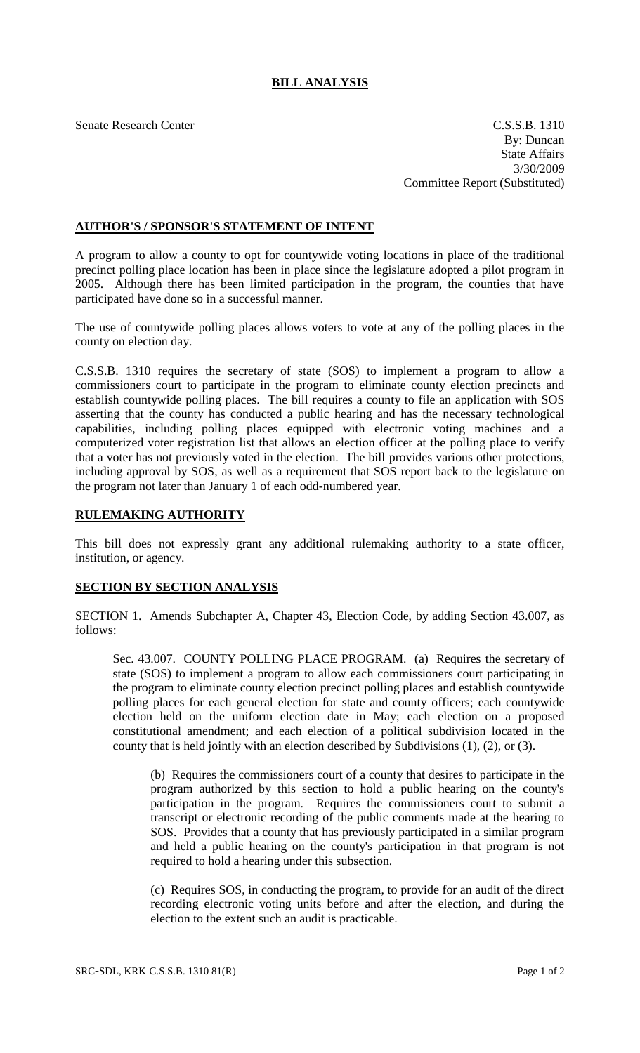# BILL ANALYSIS

Senate Research Center

C.S.S.B. 1310
By: Duncan
State Affairs
3/30/2009
Committee Report (Substituted)

## AUTHOR'S / SPONSOR'S STATEMENT OF INTENT

A program to allow a county to opt for countywide voting locations in place of the traditional precinct polling place location has been in place since the legislature adopted a pilot program in 2005. Although there has been limited participation in the program, the counties that have participated have done so in a successful manner.

The use of countywide polling places allows voters to vote at any of the polling places in the county on election day.

C.S.S.B. 1310 requires the secretary of state (SOS) to implement a program to allow a commissioners court to participate in the program to eliminate county election precincts and establish countywide polling places. The bill requires a county to file an application with SOS asserting that the county has conducted a public hearing and has the necessary technological capabilities, including polling places equipped with electronic voting machines and a computerized voter registration list that allows an election officer at the polling place to verify that a voter has not previously voted in the election. The bill provides various other protections, including approval by SOS, as well as a requirement that SOS report back to the legislature on the program not later than January 1 of each odd-numbered year.

## RULEMAKING AUTHORITY

This bill does not expressly grant any additional rulemaking authority to a state officer, institution, or agency.

## SECTION BY SECTION ANALYSIS

SECTION 1. Amends Subchapter A, Chapter 43, Election Code, by adding Section 43.007, as follows:

Sec. 43.007. COUNTY POLLING PLACE PROGRAM. (a) Requires the secretary of state (SOS) to implement a program to allow each commissioners court participating in the program to eliminate county election precinct polling places and establish countywide polling places for each general election for state and county officers; each countywide election held on the uniform election date in May; each election on a proposed constitutional amendment; and each election of a political subdivision located in the county that is held jointly with an election described by Subdivisions (1), (2), or (3).

(b) Requires the commissioners court of a county that desires to participate in the program authorized by this section to hold a public hearing on the county's participation in the program. Requires the commissioners court to submit a transcript or electronic recording of the public comments made at the hearing to SOS. Provides that a county that has previously participated in a similar program and held a public hearing on the county's participation in that program is not required to hold a hearing under this subsection.

(c) Requires SOS, in conducting the program, to provide for an audit of the direct recording electronic voting units before and after the election, and during the election to the extent such an audit is practicable.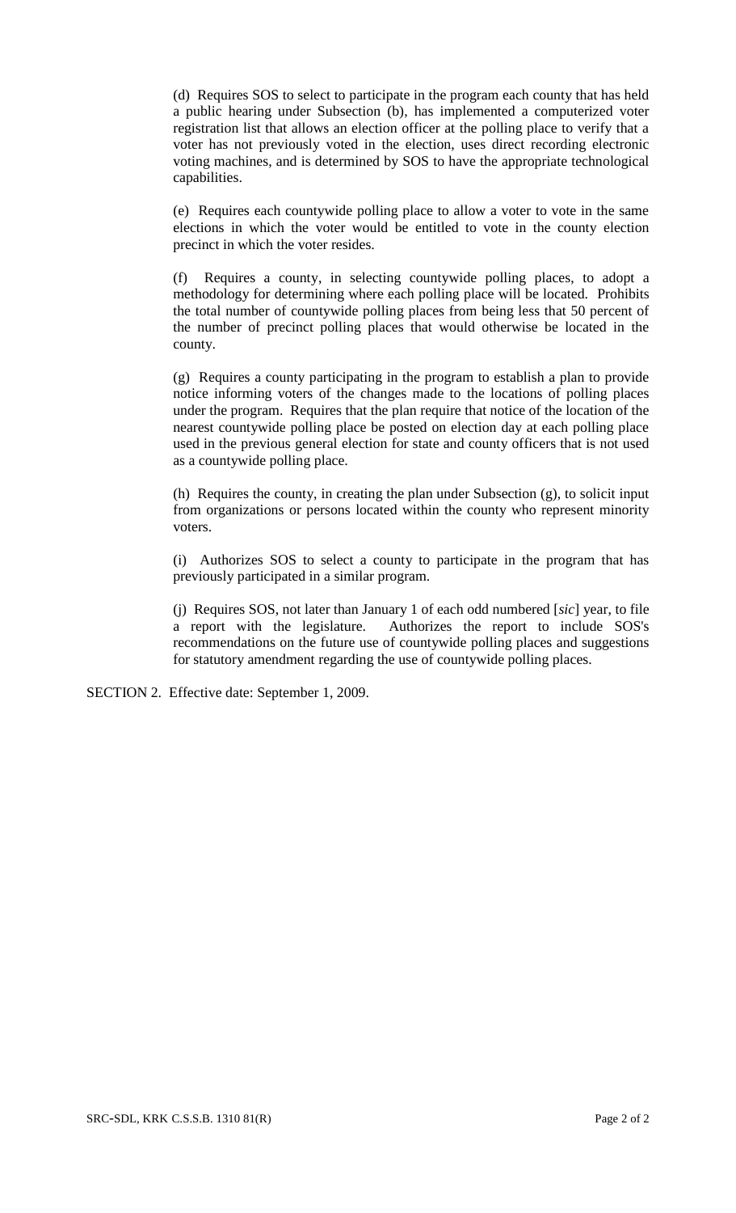(d) Requires SOS to select to participate in the program each county that has held a public hearing under Subsection (b), has implemented a computerized voter registration list that allows an election officer at the polling place to verify that a voter has not previously voted in the election, uses direct recording electronic voting machines, and is determined by SOS to have the appropriate technological capabilities.

(e) Requires each countywide polling place to allow a voter to vote in the same elections in which the voter would be entitled to vote in the county election precinct in which the voter resides.

(f) Requires a county, in selecting countywide polling places, to adopt a methodology for determining where each polling place will be located. Prohibits the total number of countywide polling places from being less that 50 percent of the number of precinct polling places that would otherwise be located in the county.

(g) Requires a county participating in the program to establish a plan to provide notice informing voters of the changes made to the locations of polling places under the program. Requires that the plan require that notice of the location of the nearest countywide polling place be posted on election day at each polling place used in the previous general election for state and county officers that is not used as a countywide polling place.

(h) Requires the county, in creating the plan under Subsection (g), to solicit input from organizations or persons located within the county who represent minority voters.

(i) Authorizes SOS to select a county to participate in the program that has previously participated in a similar program.

(j) Requires SOS, not later than January 1 of each odd numbered [*sic*] year, to file a report with the legislature. Authorizes the report to include SOS's recommendations on the future use of countywide polling places and suggestions for statutory amendment regarding the use of countywide polling places.

SECTION 2. Effective date: September 1, 2009.